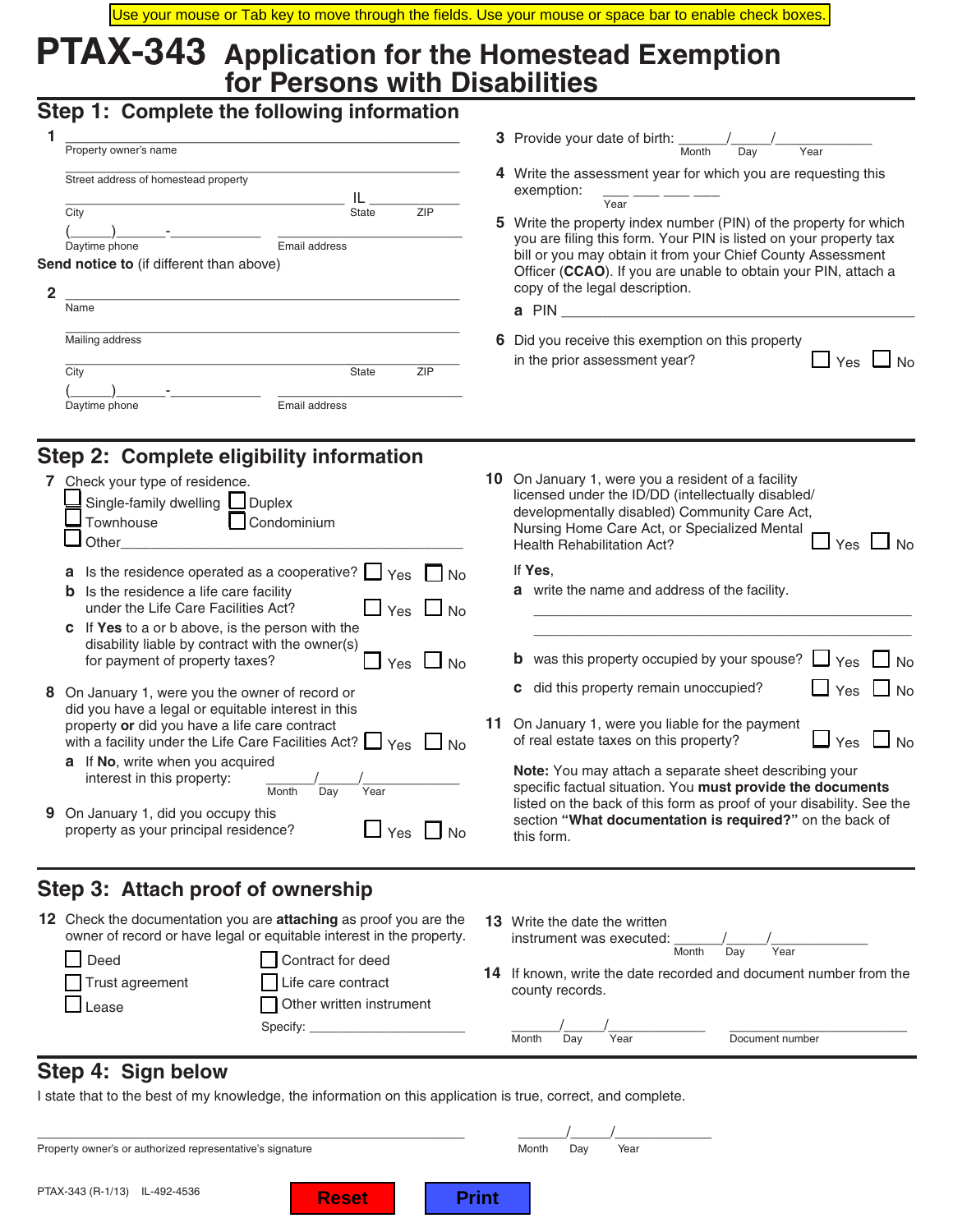Use your mouse or Tab key to move through the fields. Use your mouse or space bar to enable check boxes.

# PTAX-343 Application for the Homestead Exemption for Persons with Disabilities

## Step 1: Complete the following information

**1** _______________________________________________
Property owner's name

_______________________________________________
Street address of homestead property

_______________________________ IL ___________
City State ZIP

(_____)______-__________ ______________________
Daytime phone Email address

**Send notice to** (if different than above)

**2** _______________________________________________
Name

_______________________________________________
Mailing address

_______________________________________________
City State ZIP

(_____)______-__________ ______________________
Daytime phone Email address

**3** Provide your date of birth: _____/_____/________
Month Day Year

**4** Write the assessment year for which you are requesting this exemption: ___ ___ ___ ___
Year

**5** Write the property index number (PIN) of the property for which you are filing this form. Your PIN is listed on your property tax bill or you may obtain it from your Chief County Assessment Officer (**CCAO**). If you are unable to obtain your PIN, attach a copy of the legal description.

**a** PIN ______________________________________

**6** Did you receive this exemption on this property in the prior assessment year? ☐ Yes ☐ No

## Step 2: Complete eligibility information

**7** Check your type of residence.

☐ Single-family dwelling ☐ Duplex
☐ Townhouse ☐ Condominium
☐ Other______________________________________

**a** Is the residence operated as a cooperative? ☐ Yes ☐ No

**b** Is the residence a life care facility under the Life Care Facilities Act? ☐ Yes ☐ No

**c** If **Yes** to a or b above, is the person with the disability liable by contract with the owner(s) for payment of property taxes? ☐ Yes ☐ No

**8** On January 1, were you the owner of record or did you have a legal or equitable interest in this property **or** did you have a life care contract with a facility under the Life Care Facilities Act? ☐ Yes ☐ No

**a** If **No**, write when you acquired interest in this property: _____/_____/________
Month Day Year

**9** On January 1, did you occupy this property as your principal residence? ☐ Yes ☐ No

**10** On January 1, were you a resident of a facility licensed under the ID/DD (intellectually disabled/ developmentally disabled) Community Care Act, Nursing Home Care Act, or Specialized Mental Health Rehabilitation Act? ☐ Yes ☐ No

If **Yes**,

**a** write the name and address of the facility.

_______________________________________________

_______________________________________________

**b** was this property occupied by your spouse? ☐ Yes ☐ No

**c** did this property remain unoccupied? ☐ Yes ☐ No

**11** On January 1, were you liable for the payment of real estate taxes on this property? ☐ Yes ☐ No

**Note:** You may attach a separate sheet describing your specific factual situation. You **must provide the documents** listed on the back of this form as proof of your disability. See the section **"What documentation is required?"** on the back of this form.

## Step 3: Attach proof of ownership

**12** Check the documentation you are **attaching** as proof you are the owner of record or have legal or equitable interest in the property.

☐ Deed ☐ Contract for deed
☐ Trust agreement ☐ Life care contract
☐ Lease ☐ Other written instrument

Specify: ______________________

**13** Write the date the written instrument was executed: _____/_____/________
Month Day Year

**14** If known, write the date recorded and document number from the county records.

_____/_____/________ ______________________
Month Day Year Document number

## Step 4: Sign below

I state that to the best of my knowledge, the information on this application is true, correct, and complete.

_______________________________________________ _____/_____/________
Property owner's or authorized representative's signature Month Day Year

PTAX-343 (R-1/13) IL-492-4536

Reset Print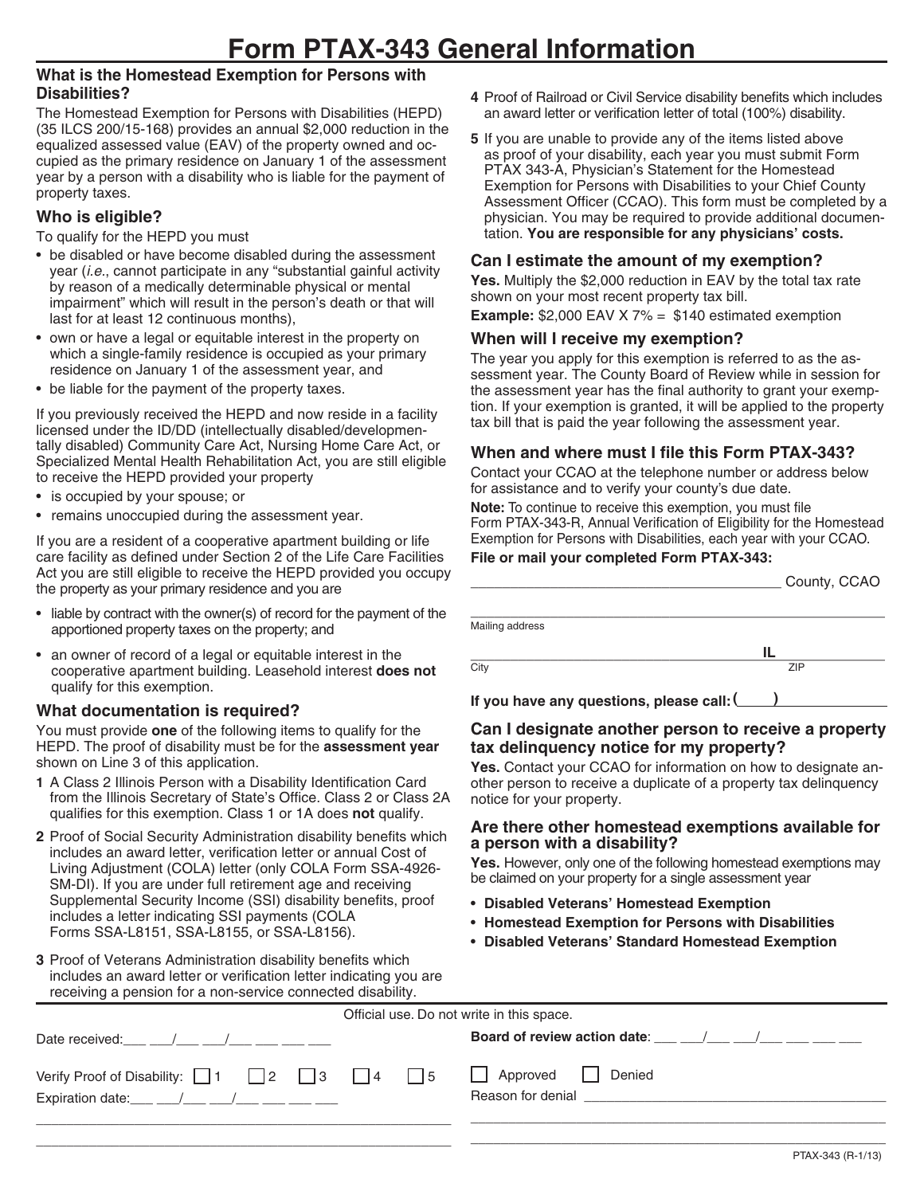# Form PTAX-343 General Information

### What is the Homestead Exemption for Persons with Disabilities?

The Homestead Exemption for Persons with Disabilities (HEPD) (35 ILCS 200/15-168) provides an annual $2,000 reduction in the equalized assessed value (EAV) of the property owned and occupied as the primary residence on January 1 of the assessment year by a person with a disability who is liable for the payment of property taxes.

### Who is eligible?

To qualify for the HEPD you must

- be disabled or have become disabled during the assessment year (*i.e.*, cannot participate in any "substantial gainful activity by reason of a medically determinable physical or mental impairment" which will result in the person's death or that will last for at least 12 continuous months),
- own or have a legal or equitable interest in the property on which a single-family residence is occupied as your primary residence on January 1 of the assessment year, and
- be liable for the payment of the property taxes.

If you previously received the HEPD and now reside in a facility licensed under the ID/DD (intellectually disabled/developmentally disabled) Community Care Act, Nursing Home Care Act, or Specialized Mental Health Rehabilitation Act, you are still eligible to receive the HEPD provided your property

- is occupied by your spouse; or
- remains unoccupied during the assessment year.

If you are a resident of a cooperative apartment building or life care facility as defined under Section 2 of the Life Care Facilities Act you are still eligible to receive the HEPD provided you occupy the property as your primary residence and you are

- liable by contract with the owner(s) of record for the payment of the apportioned property taxes on the property; and
- an owner of record of a legal or equitable interest in the cooperative apartment building. Leasehold interest **does not** qualify for this exemption.

### What documentation is required?

You must provide **one** of the following items to qualify for the HEPD. The proof of disability must be for the **assessment year** shown on Line 3 of this application.

1. A Class 2 Illinois Person with a Disability Identification Card from the Illinois Secretary of State's Office. Class 2 or Class 2A qualifies for this exemption. Class 1 or 1A does **not** qualify.
2. Proof of Social Security Administration disability benefits which includes an award letter, verification letter or annual Cost of Living Adjustment (COLA) letter (only COLA Form SSA-4926-SM-DI). If you are under full retirement age and receiving Supplemental Security Income (SSI) disability benefits, proof includes a letter indicating SSI payments (COLA Forms SSA-L8151, SSA-L8155, or SSA-L8156).
3. Proof of Veterans Administration disability benefits which includes an award letter or verification letter indicating you are receiving a pension for a non-service connected disability.
4. Proof of Railroad or Civil Service disability benefits which includes an award letter or verification letter of total (100%) disability.
5. If you are unable to provide any of the items listed above as proof of your disability, each year you must submit Form PTAX 343-A, Physician's Statement for the Homestead Exemption for Persons with Disabilities to your Chief County Assessment Officer (CCAO). This form must be completed by a physician. You may be required to provide additional documentation. **You are responsible for any physicians' costs.**

### Can I estimate the amount of my exemption?

**Yes.** Multiply the $2,000 reduction in EAV by the total tax rate shown on your most recent property tax bill.

**Example:** $2,000 EAV X 7% = $140 estimated exemption

### When will I receive my exemption?

The year you apply for this exemption is referred to as the assessment year. The County Board of Review while in session for the assessment year has the final authority to grant your exemption. If your exemption is granted, it will be applied to the property tax bill that is paid the year following the assessment year.

### When and where must I file this Form PTAX-343?

Contact your CCAO at the telephone number or address below for assistance and to verify your county's due date.

**Note:** To continue to receive this exemption, you must file Form PTAX-343-R, Annual Verification of Eligibility for the Homestead Exemption for Persons with Disabilities, each year with your CCAO.

**File or mail your completed Form PTAX-343:**

_______________________________ County, CCAO

_______________________________
Mailing address

_______________________________ IL _______
City ZIP

**If you have any questions, please call:** (____) __________

### Can I designate another person to receive a property tax delinquency notice for my property?

**Yes.** Contact your CCAO for information on how to designate another person to receive a duplicate of a property tax delinquency notice for your property.

### Are there other homestead exemptions available for a person with a disability?

**Yes.** However, only one of the following homestead exemptions may be claimed on your property for a single assessment year

- **Disabled Veterans' Homestead Exemption**
- **Homestead Exemption for Persons with Disabilities**
- **Disabled Veterans' Standard Homestead Exemption**

---

Official use. Do not write in this space.

Date received: ___ ___/___ ___/___ ___ ___ ___

Verify Proof of Disability: ☐ 1 ☐ 2 ☐ 3 ☐ 4 ☐ 5

Expiration date: ___ ___/___ ___/___ ___ ___ ___

**Board of review action date**: ___ ___/___ ___/___ ___ ___ ___

☐ Approved ☐ Denied

Reason for denial ______________________________________

PTAX-343 (R-1/13)